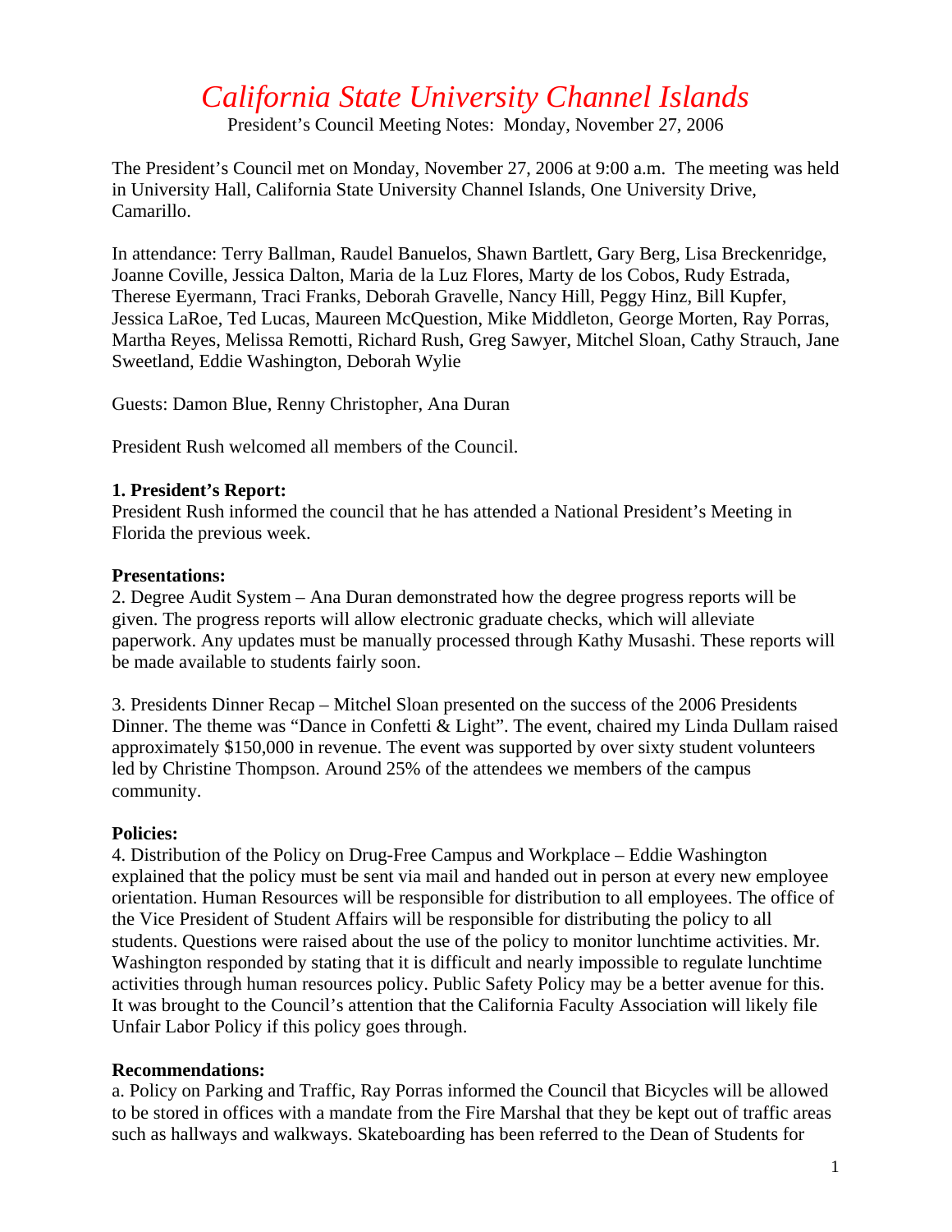# *California State University Channel Islands*

President's Council Meeting Notes: Monday, November 27, 2006

The President's Council met on Monday, November 27, 2006 at 9:00 a.m. The meeting was held in University Hall, California State University Channel Islands, One University Drive, Camarillo.

In attendance: Terry Ballman, Raudel Banuelos, Shawn Bartlett, Gary Berg, Lisa Breckenridge, Joanne Coville, Jessica Dalton, Maria de la Luz Flores, Marty de los Cobos, Rudy Estrada, Therese Eyermann, Traci Franks, Deborah Gravelle, Nancy Hill, Peggy Hinz, Bill Kupfer, Jessica LaRoe, Ted Lucas, Maureen McQuestion, Mike Middleton, George Morten, Ray Porras, Martha Reyes, Melissa Remotti, Richard Rush, Greg Sawyer, Mitchel Sloan, Cathy Strauch, Jane Sweetland, Eddie Washington, Deborah Wylie

Guests: Damon Blue, Renny Christopher, Ana Duran

President Rush welcomed all members of the Council.

**1. President's Report:**
President Rush informed the council that he has attended a National President's Meeting in Florida the previous week.

**Presentations:**
2. Degree Audit System – Ana Duran demonstrated how the degree progress reports will be given. The progress reports will allow electronic graduate checks, which will alleviate paperwork. Any updates must be manually processed through Kathy Musashi. These reports will be made available to students fairly soon.

3. Presidents Dinner Recap – Mitchel Sloan presented on the success of the 2006 Presidents Dinner. The theme was "Dance in Confetti & Light". The event, chaired my Linda Dullam raised approximately $150,000 in revenue. The event was supported by over sixty student volunteers led by Christine Thompson. Around 25% of the attendees we members of the campus community.

**Policies:**
4. Distribution of the Policy on Drug-Free Campus and Workplace – Eddie Washington explained that the policy must be sent via mail and handed out in person at every new employee orientation. Human Resources will be responsible for distribution to all employees. The office of the Vice President of Student Affairs will be responsible for distributing the policy to all students. Questions were raised about the use of the policy to monitor lunchtime activities. Mr. Washington responded by stating that it is difficult and nearly impossible to regulate lunchtime activities through human resources policy. Public Safety Policy may be a better avenue for this. It was brought to the Council's attention that the California Faculty Association will likely file Unfair Labor Policy if this policy goes through.

**Recommendations:**
a. Policy on Parking and Traffic, Ray Porras informed the Council that Bicycles will be allowed to be stored in offices with a mandate from the Fire Marshal that they be kept out of traffic areas such as hallways and walkways. Skateboarding has been referred to the Dean of Students for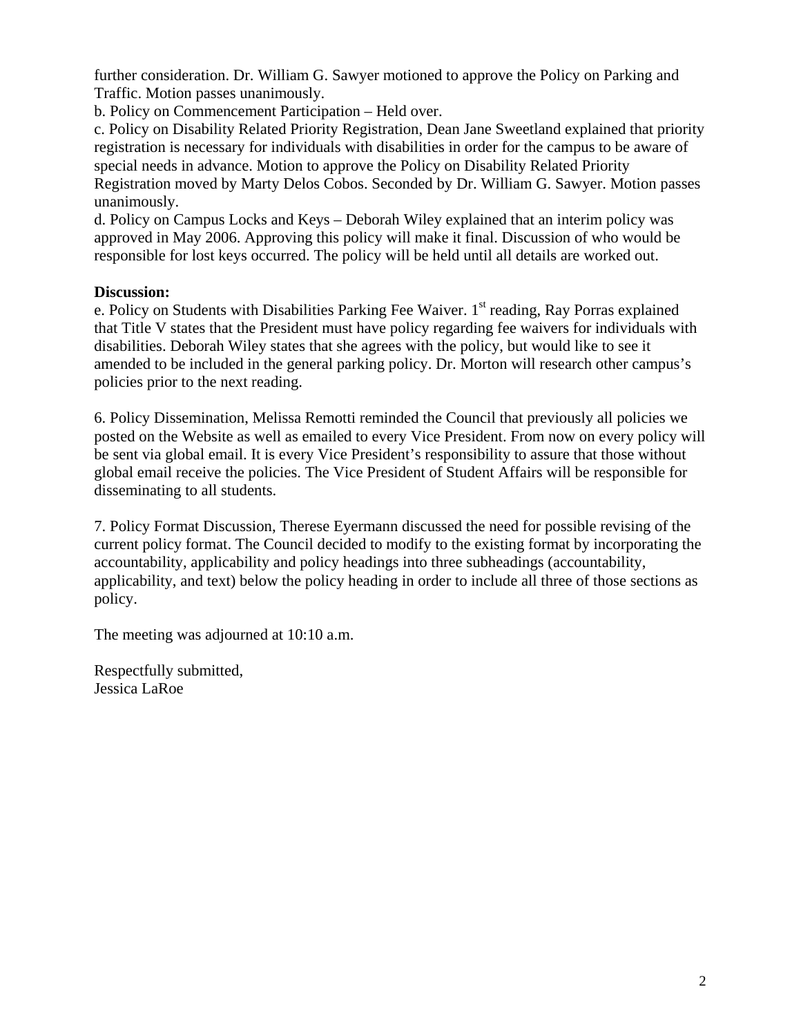further consideration. Dr. William G. Sawyer motioned to approve the Policy on Parking and Traffic. Motion passes unanimously.

b. Policy on Commencement Participation – Held over.

c. Policy on Disability Related Priority Registration, Dean Jane Sweetland explained that priority registration is necessary for individuals with disabilities in order for the campus to be aware of special needs in advance. Motion to approve the Policy on Disability Related Priority Registration moved by Marty Delos Cobos. Seconded by Dr. William G. Sawyer. Motion passes unanimously.

d. Policy on Campus Locks and Keys – Deborah Wiley explained that an interim policy was approved in May 2006. Approving this policy will make it final. Discussion of who would be responsible for lost keys occurred. The policy will be held until all details are worked out.

**Discussion:**

e. Policy on Students with Disabilities Parking Fee Waiver. 1st reading, Ray Porras explained that Title V states that the President must have policy regarding fee waivers for individuals with disabilities. Deborah Wiley states that she agrees with the policy, but would like to see it amended to be included in the general parking policy. Dr. Morton will research other campus's policies prior to the next reading.

6. Policy Dissemination, Melissa Remotti reminded the Council that previously all policies we posted on the Website as well as emailed to every Vice President. From now on every policy will be sent via global email. It is every Vice President's responsibility to assure that those without global email receive the policies. The Vice President of Student Affairs will be responsible for disseminating to all students.

7. Policy Format Discussion, Therese Eyermann discussed the need for possible revising of the current policy format. The Council decided to modify to the existing format by incorporating the accountability, applicability and policy headings into three subheadings (accountability, applicability, and text) below the policy heading in order to include all three of those sections as policy.

The meeting was adjourned at 10:10 a.m.

Respectfully submitted,
Jessica LaRoe